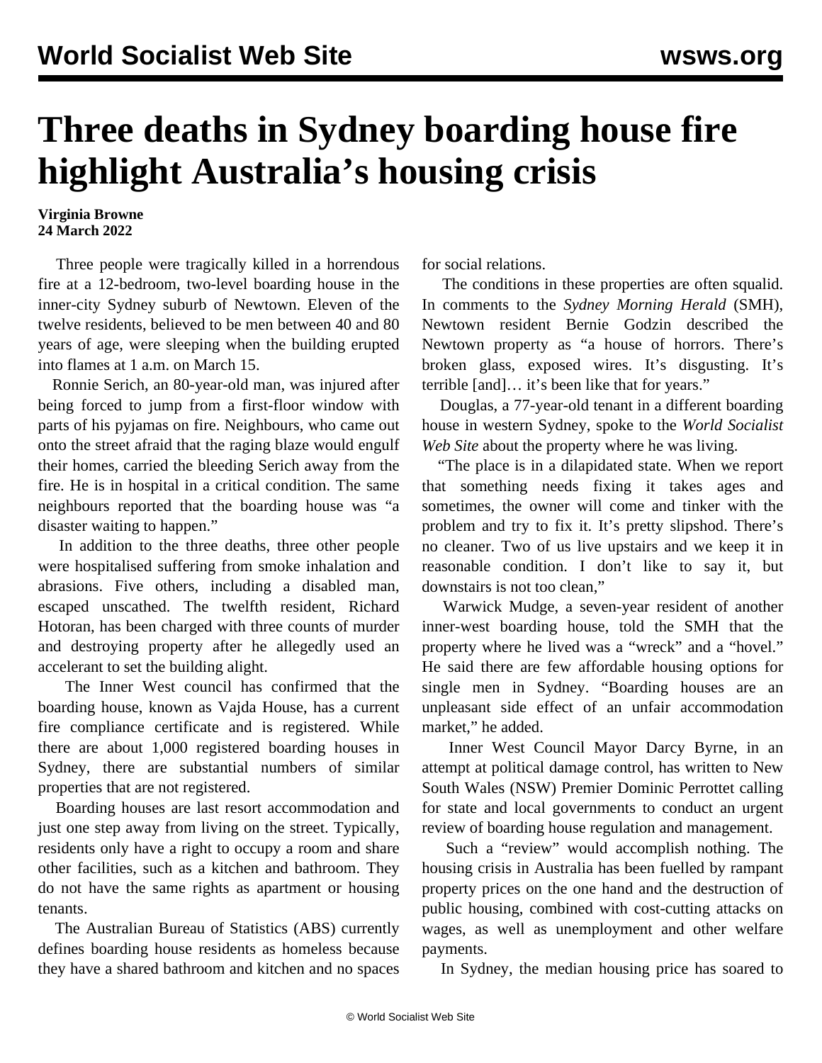# Three deaths in Sydney boarding house fire highlight Australia's housing crisis

**Virginia Browne**
**24 March 2022**

Three people were tragically killed in a horrendous fire at a 12-bedroom, two-level boarding house in the inner-city Sydney suburb of Newtown. Eleven of the twelve residents, believed to be men between 40 and 80 years of age, were sleeping when the building erupted into flames at 1 a.m. on March 15.

Ronnie Serich, an 80-year-old man, was injured after being forced to jump from a first-floor window with parts of his pyjamas on fire. Neighbours, who came out onto the street afraid that the raging blaze would engulf their homes, carried the bleeding Serich away from the fire. He is in hospital in a critical condition. The same neighbours reported that the boarding house was "a disaster waiting to happen."

In addition to the three deaths, three other people were hospitalised suffering from smoke inhalation and abrasions. Five others, including a disabled man, escaped unscathed. The twelfth resident, Richard Hotoran, has been charged with three counts of murder and destroying property after he allegedly used an accelerant to set the building alight.

The Inner West council has confirmed that the boarding house, known as Vajda House, has a current fire compliance certificate and is registered. While there are about 1,000 registered boarding houses in Sydney, there are substantial numbers of similar properties that are not registered.

Boarding houses are last resort accommodation and just one step away from living on the street. Typically, residents only have a right to occupy a room and share other facilities, such as a kitchen and bathroom. They do not have the same rights as apartment or housing tenants.

The Australian Bureau of Statistics (ABS) currently defines boarding house residents as homeless because they have a shared bathroom and kitchen and no spaces for social relations.

The conditions in these properties are often squalid. In comments to the *Sydney Morning Herald* (SMH), Newtown resident Bernie Godzin described the Newtown property as "a house of horrors. There's broken glass, exposed wires. It's disgusting. It's terrible [and]… it's been like that for years."

Douglas, a 77-year-old tenant in a different boarding house in western Sydney, spoke to the *World Socialist Web Site* about the property where he was living.

"The place is in a dilapidated state. When we report that something needs fixing it takes ages and sometimes, the owner will come and tinker with the problem and try to fix it. It's pretty slipshod. There's no cleaner. Two of us live upstairs and we keep it in reasonable condition. I don't like to say it, but downstairs is not too clean,"

Warwick Mudge, a seven-year resident of another inner-west boarding house, told the SMH that the property where he lived was a "wreck" and a "hovel." He said there are few affordable housing options for single men in Sydney. "Boarding houses are an unpleasant side effect of an unfair accommodation market," he added.

Inner West Council Mayor Darcy Byrne, in an attempt at political damage control, has written to New South Wales (NSW) Premier Dominic Perrottet calling for state and local governments to conduct an urgent review of boarding house regulation and management.

Such a "review" would accomplish nothing. The housing crisis in Australia has been fuelled by rampant property prices on the one hand and the destruction of public housing, combined with cost-cutting attacks on wages, as well as unemployment and other welfare payments.

In Sydney, the median housing price has soared to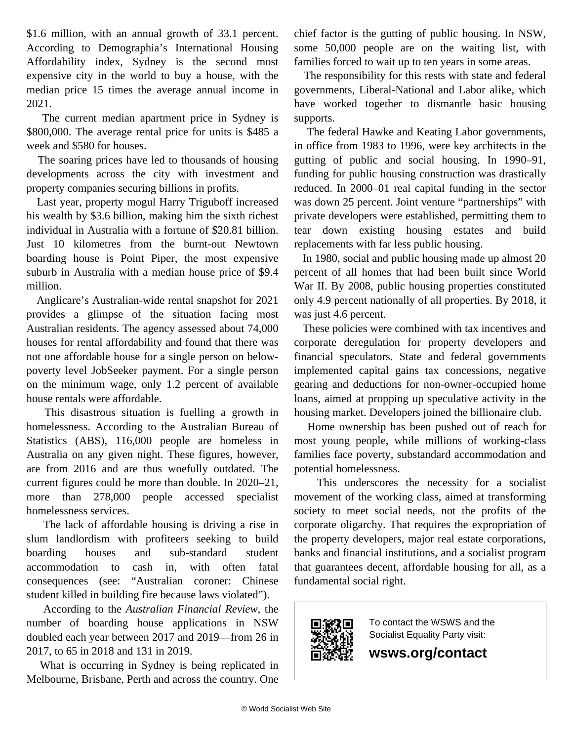$1.6 million, with an annual growth of 33.1 percent. According to Demographia's International Housing Affordability index, Sydney is the second most expensive city in the world to buy a house, with the median price 15 times the average annual income in 2021.

The current median apartment price in Sydney is $800,000. The average rental price for units is $485 a week and $580 for houses.

The soaring prices have led to thousands of housing developments across the city with investment and property companies securing billions in profits.

Last year, property mogul Harry Triguboff increased his wealth by $3.6 billion, making him the sixth richest individual in Australia with a fortune of $20.81 billion. Just 10 kilometres from the burnt-out Newtown boarding house is Point Piper, the most expensive suburb in Australia with a median house price of $9.4 million.

Anglicare's Australian-wide rental snapshot for 2021 provides a glimpse of the situation facing most Australian residents. The agency assessed about 74,000 houses for rental affordability and found that there was not one affordable house for a single person on below-poverty level JobSeeker payment. For a single person on the minimum wage, only 1.2 percent of available house rentals were affordable.

This disastrous situation is fuelling a growth in homelessness. According to the Australian Bureau of Statistics (ABS), 116,000 people are homeless in Australia on any given night. These figures, however, are from 2016 and are thus woefully outdated. The current figures could be more than double. In 2020–21, more than 278,000 people accessed specialist homelessness services.

The lack of affordable housing is driving a rise in slum landlordism with profiteers seeking to build boarding houses and sub-standard student accommodation to cash in, with often fatal consequences (see: "Australian coroner: Chinese student killed in building fire because laws violated").

According to the *Australian Financial Review*, the number of boarding house applications in NSW doubled each year between 2017 and 2019—from 26 in 2017, to 65 in 2018 and 131 in 2019.

What is occurring in Sydney is being replicated in Melbourne, Brisbane, Perth and across the country. One chief factor is the gutting of public housing. In NSW, some 50,000 people are on the waiting list, with families forced to wait up to ten years in some areas.

The responsibility for this rests with state and federal governments, Liberal-National and Labor alike, which have worked together to dismantle basic housing supports.

The federal Hawke and Keating Labor governments, in office from 1983 to 1996, were key architects in the gutting of public and social housing. In 1990–91, funding for public housing construction was drastically reduced. In 2000–01 real capital funding in the sector was down 25 percent. Joint venture "partnerships" with private developers were established, permitting them to tear down existing housing estates and build replacements with far less public housing.

In 1980, social and public housing made up almost 20 percent of all homes that had been built since World War II. By 2008, public housing properties constituted only 4.9 percent nationally of all properties. By 2018, it was just 4.6 percent.

These policies were combined with tax incentives and corporate deregulation for property developers and financial speculators. State and federal governments implemented capital gains tax concessions, negative gearing and deductions for non-owner-occupied home loans, aimed at propping up speculative activity in the housing market. Developers joined the billionaire club.

Home ownership has been pushed out of reach for most young people, while millions of working-class families face poverty, substandard accommodation and potential homelessness.

This underscores the necessity for a socialist movement of the working class, aimed at transforming society to meet social needs, not the profits of the corporate oligarchy. That requires the expropriation of the property developers, major real estate corporations, banks and financial institutions, and a socialist program that guarantees decent, affordable housing for all, as a fundamental social right.

To contact the WSWS and the Socialist Equality Party visit:

**wsws.org/contact**